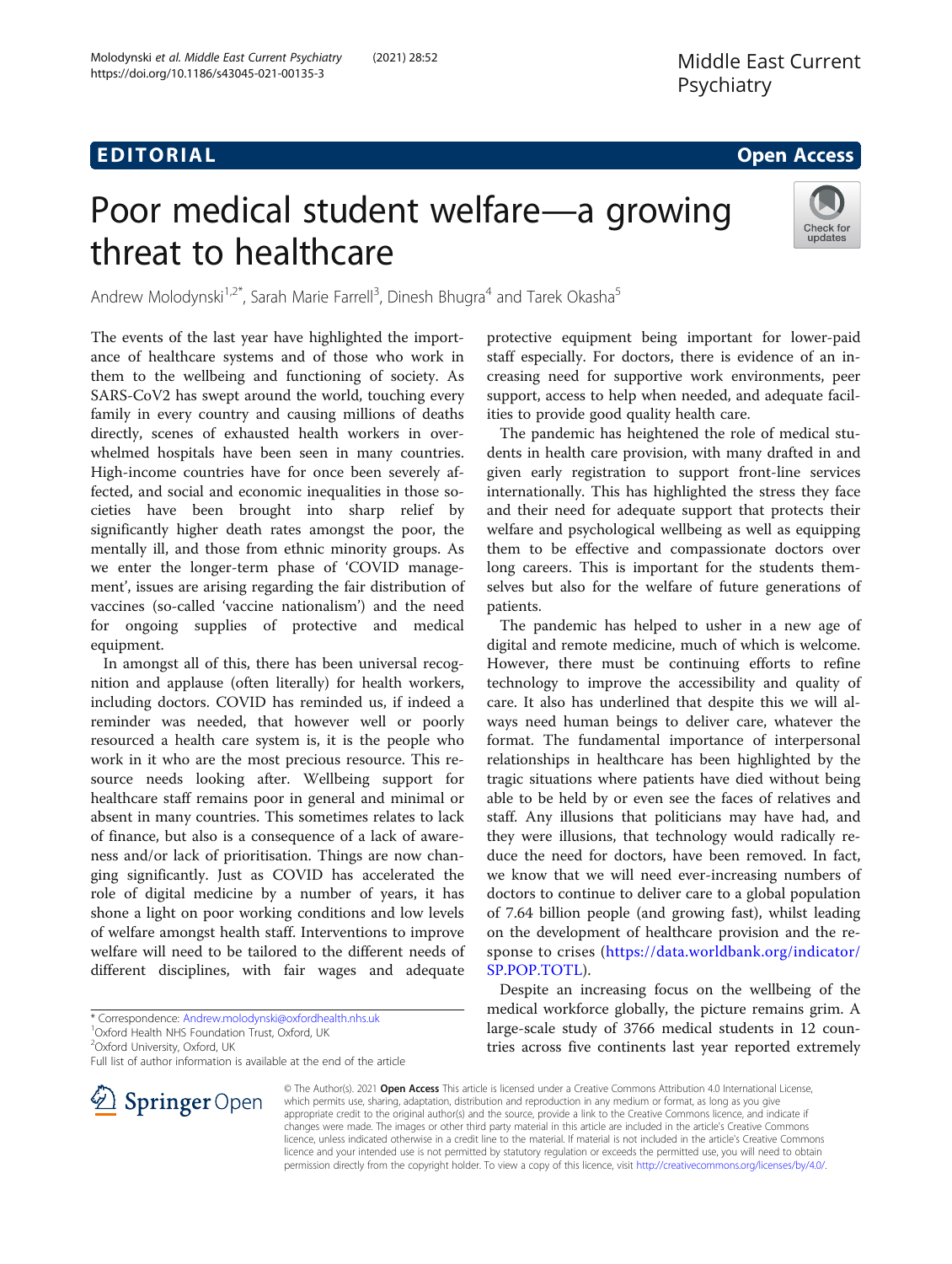EDITORIAL

Open Access

# Poor medical student welfare—a growing threat to healthcare

Andrew Molodynski[1,2*], Sarah Marie Farrell[3], Dinesh Bhugra[4] and Tarek Okasha[5]

The events of the last year have highlighted the importance of healthcare systems and of those who work in them to the wellbeing and functioning of society. As SARS-CoV2 has swept around the world, touching every family in every country and causing millions of deaths directly, scenes of exhausted health workers in overwhelmed hospitals have been seen in many countries. High-income countries have for once been severely affected, and social and economic inequalities in those societies have been brought into sharp relief by significantly higher death rates amongst the poor, the mentally ill, and those from ethnic minority groups. As we enter the longer-term phase of 'COVID management', issues are arising regarding the fair distribution of vaccines (so-called 'vaccine nationalism') and the need for ongoing supplies of protective and medical equipment.

In amongst all of this, there has been universal recognition and applause (often literally) for health workers, including doctors. COVID has reminded us, if indeed a reminder was needed, that however well or poorly resourced a health care system is, it is the people who work in it who are the most precious resource. This resource needs looking after. Wellbeing support for healthcare staff remains poor in general and minimal or absent in many countries. This sometimes relates to lack of finance, but also is a consequence of a lack of awareness and/or lack of prioritisation. Things are now changing significantly. Just as COVID has accelerated the role of digital medicine by a number of years, it has shone a light on poor working conditions and low levels of welfare amongst health staff. Interventions to improve welfare will need to be tailored to the different needs of different disciplines, with fair wages and adequate protective equipment being important for lower-paid staff especially. For doctors, there is evidence of an increasing need for supportive work environments, peer support, access to help when needed, and adequate facilities to provide good quality health care.

The pandemic has heightened the role of medical students in health care provision, with many drafted in and given early registration to support front-line services internationally. This has highlighted the stress they face and their need for adequate support that protects their welfare and psychological wellbeing as well as equipping them to be effective and compassionate doctors over long careers. This is important for the students themselves but also for the welfare of future generations of patients.

The pandemic has helped to usher in a new age of digital and remote medicine, much of which is welcome. However, there must be continuing efforts to refine technology to improve the accessibility and quality of care. It also has underlined that despite this we will always need human beings to deliver care, whatever the format. The fundamental importance of interpersonal relationships in healthcare has been highlighted by the tragic situations where patients have died without being able to be held by or even see the faces of relatives and staff. Any illusions that politicians may have had, and they were illusions, that technology would radically reduce the need for doctors, have been removed. In fact, we know that we will need ever-increasing numbers of doctors to continue to deliver care to a global population of 7.64 billion people (and growing fast), whilst leading on the development of healthcare provision and the response to crises (https://data.worldbank.org/indicator/SP.POP.TOTL).

Despite an increasing focus on the wellbeing of the medical workforce globally, the picture remains grim. A large-scale study of 3766 medical students in 12 countries across five continents last year reported extremely

\* Correspondence: Andrew.molodynski@oxfordhealth.nhs.uk
[1]Oxford Health NHS Foundation Trust, Oxford, UK
[2]Oxford University, Oxford, UK
Full list of author information is available at the end of the article

© The Author(s). 2021 **Open Access** This article is licensed under a Creative Commons Attribution 4.0 International License, which permits use, sharing, adaptation, distribution and reproduction in any medium or format, as long as you give appropriate credit to the original author(s) and the source, provide a link to the Creative Commons licence, and indicate if changes were made. The images or other third party material in this article are included in the article's Creative Commons licence, unless indicated otherwise in a credit line to the material. If material is not included in the article's Creative Commons licence and your intended use is not permitted by statutory regulation or exceeds the permitted use, you will need to obtain permission directly from the copyright holder. To view a copy of this licence, visit http://creativecommons.org/licenses/by/4.0/.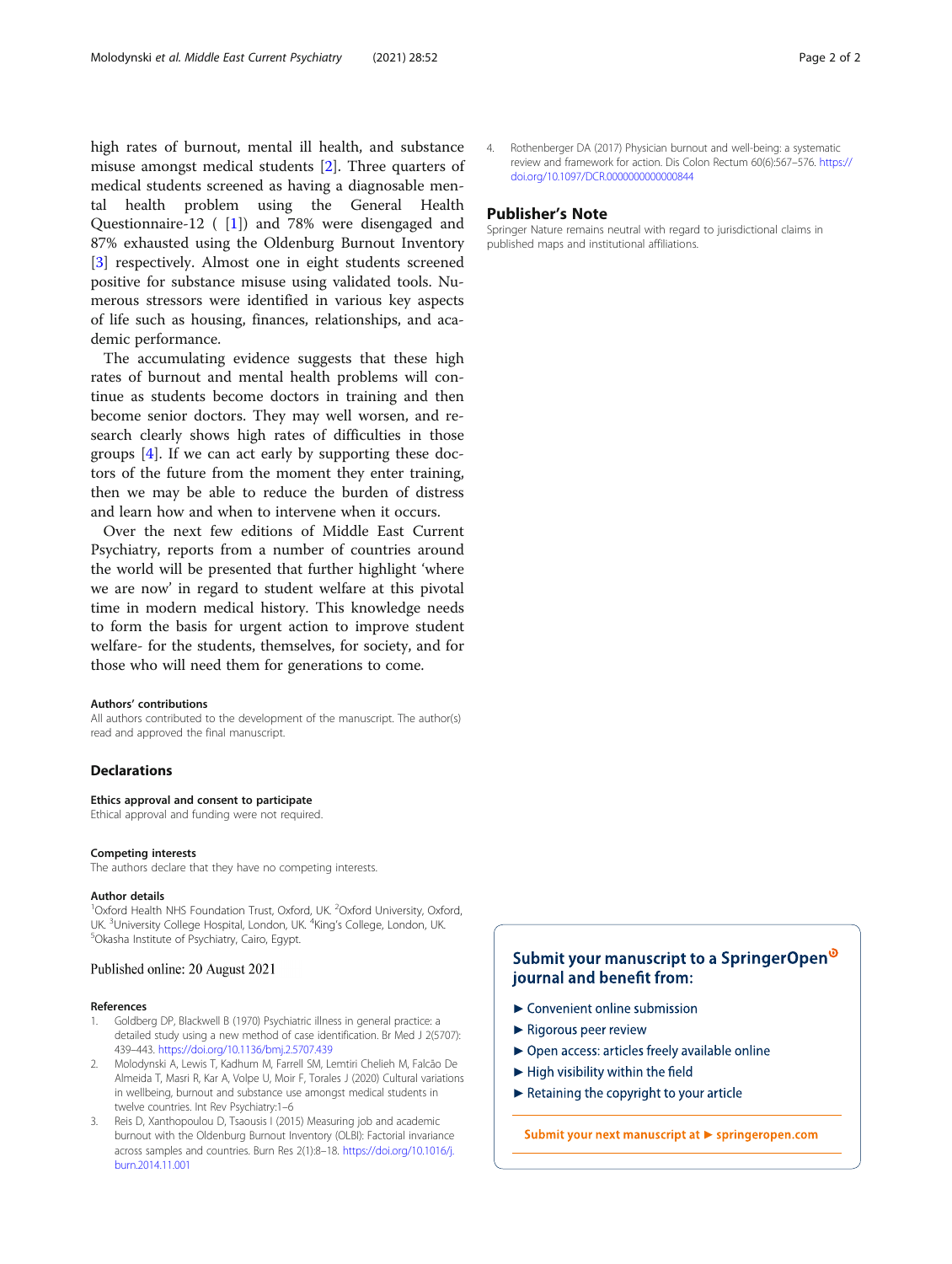high rates of burnout, mental ill health, and substance misuse amongst medical students [2]. Three quarters of medical students screened as having a diagnosable mental health problem using the General Health Questionnaire-12 ( [1]) and 78% were disengaged and 87% exhausted using the Oldenburg Burnout Inventory [3] respectively. Almost one in eight students screened positive for substance misuse using validated tools. Numerous stressors were identified in various key aspects of life such as housing, finances, relationships, and academic performance.

The accumulating evidence suggests that these high rates of burnout and mental health problems will continue as students become doctors in training and then become senior doctors. They may well worsen, and research clearly shows high rates of difficulties in those groups [4]. If we can act early by supporting these doctors of the future from the moment they enter training, then we may be able to reduce the burden of distress and learn how and when to intervene when it occurs.

Over the next few editions of Middle East Current Psychiatry, reports from a number of countries around the world will be presented that further highlight 'where we are now' in regard to student welfare at this pivotal time in modern medical history. This knowledge needs to form the basis for urgent action to improve student welfare- for the students, themselves, for society, and for those who will need them for generations to come.

#### Authors' contributions

All authors contributed to the development of the manuscript. The author(s) read and approved the final manuscript.

### Declarations

#### Ethics approval and consent to participate

Ethical approval and funding were not required.

#### Competing interests

The authors declare that they have no competing interests.

#### Author details

[1]Oxford Health NHS Foundation Trust, Oxford, UK. [2]Oxford University, Oxford, UK. [3]University College Hospital, London, UK. [4]King's College, London, UK. [5]Okasha Institute of Psychiatry, Cairo, Egypt.

Published online: 20 August 2021

#### References

1. Goldberg DP, Blackwell B (1970) Psychiatric illness in general practice: a detailed study using a new method of case identification. Br Med J 2(5707): 439–443. https://doi.org/10.1136/bmj.2.5707.439
2. Molodynski A, Lewis T, Kadhum M, Farrell SM, Lemtiri Chelieh M, Falcão De Almeida T, Masri R, Kar A, Volpe U, Moir F, Torales J (2020) Cultural variations in wellbeing, burnout and substance use amongst medical students in twelve countries. Int Rev Psychiatry:1–6
3. Reis D, Xanthopoulou D, Tsaousis I (2015) Measuring job and academic burnout with the Oldenburg Burnout Inventory (OLBI): Factorial invariance across samples and countries. Burn Res 2(1):8–18. https://doi.org/10.1016/j.burn.2014.11.001
4. Rothenberger DA (2017) Physician burnout and well-being: a systematic review and framework for action. Dis Colon Rectum 60(6):567–576. https://doi.org/10.1097/DCR.0000000000000844

### Publisher's Note

Springer Nature remains neutral with regard to jurisdictional claims in published maps and institutional affiliations.

**Submit your manuscript to a SpringerOpen journal and benefit from:**

- ► Convenient online submission
- ► Rigorous peer review
- ► Open access: articles freely available online
- ► High visibility within the field
- ► Retaining the copyright to your article

Submit your next manuscript at ► springeropen.com